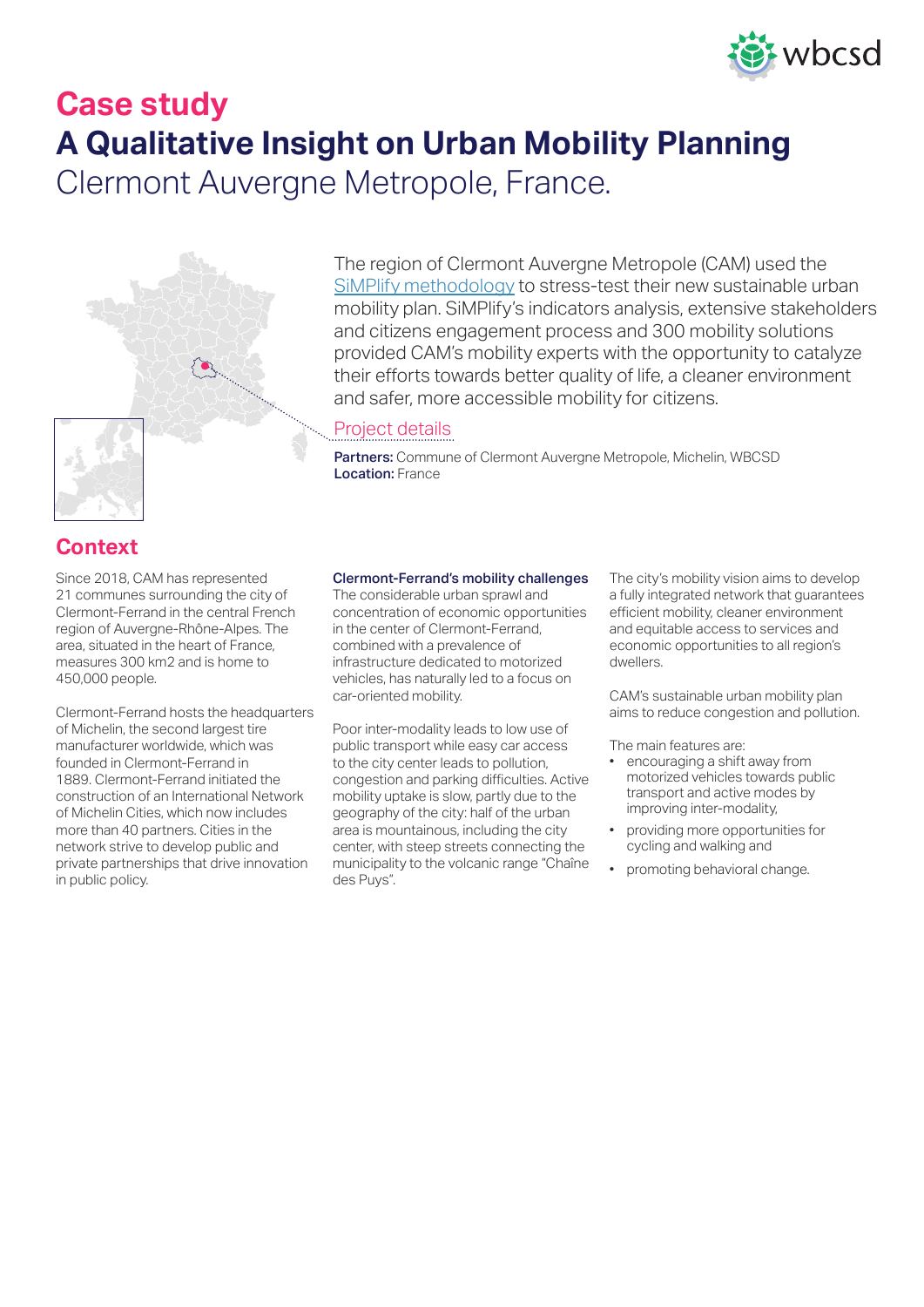# Case study

## A Qualitative Insight on Urban Mobility Planning

Clermont Auvergne Metropole, France.

The region of Clermont Auvergne Metropole (CAM) used the SiMPlify methodology to stress-test their new sustainable urban mobility plan. SiMPlify's indicators analysis, extensive stakeholders and citizens engagement process and 300 mobility solutions provided CAM's mobility experts with the opportunity to catalyze their efforts towards better quality of life, a cleaner environment and safer, more accessible mobility for citizens.

### Project details

**Partners:** Commune of Clermont Auvergne Metropole, Michelin, WBCSD
**Location:** France

## Context

Since 2018, CAM has represented 21 communes surrounding the city of Clermont-Ferrand in the central French region of Auvergne-Rhône-Alpes. The area, situated in the heart of France, measures 300 km2 and is home to 450,000 people.

Clermont-Ferrand hosts the headquarters of Michelin, the second largest tire manufacturer worldwide, which was founded in Clermont-Ferrand in 1889. Clermont-Ferrand initiated the construction of an International Network of Michelin Cities, which now includes more than 40 partners. Cities in the network strive to develop public and private partnerships that drive innovation in public policy.

### Clermont-Ferrand's mobility challenges

The considerable urban sprawl and concentration of economic opportunities in the center of Clermont-Ferrand, combined with a prevalence of infrastructure dedicated to motorized vehicles, has naturally led to a focus on car-oriented mobility.

Poor inter-modality leads to low use of public transport while easy car access to the city center leads to pollution, congestion and parking difficulties. Active mobility uptake is slow, partly due to the geography of the city: half of the urban area is mountainous, including the city center, with steep streets connecting the municipality to the volcanic range "Chaîne des Puys".

The city's mobility vision aims to develop a fully integrated network that guarantees efficient mobility, cleaner environment and equitable access to services and economic opportunities to all region's dwellers.

CAM's sustainable urban mobility plan aims to reduce congestion and pollution.

The main features are:

- encouraging a shift away from motorized vehicles towards public transport and active modes by improving inter-modality,
- providing more opportunities for cycling and walking and
- promoting behavioral change.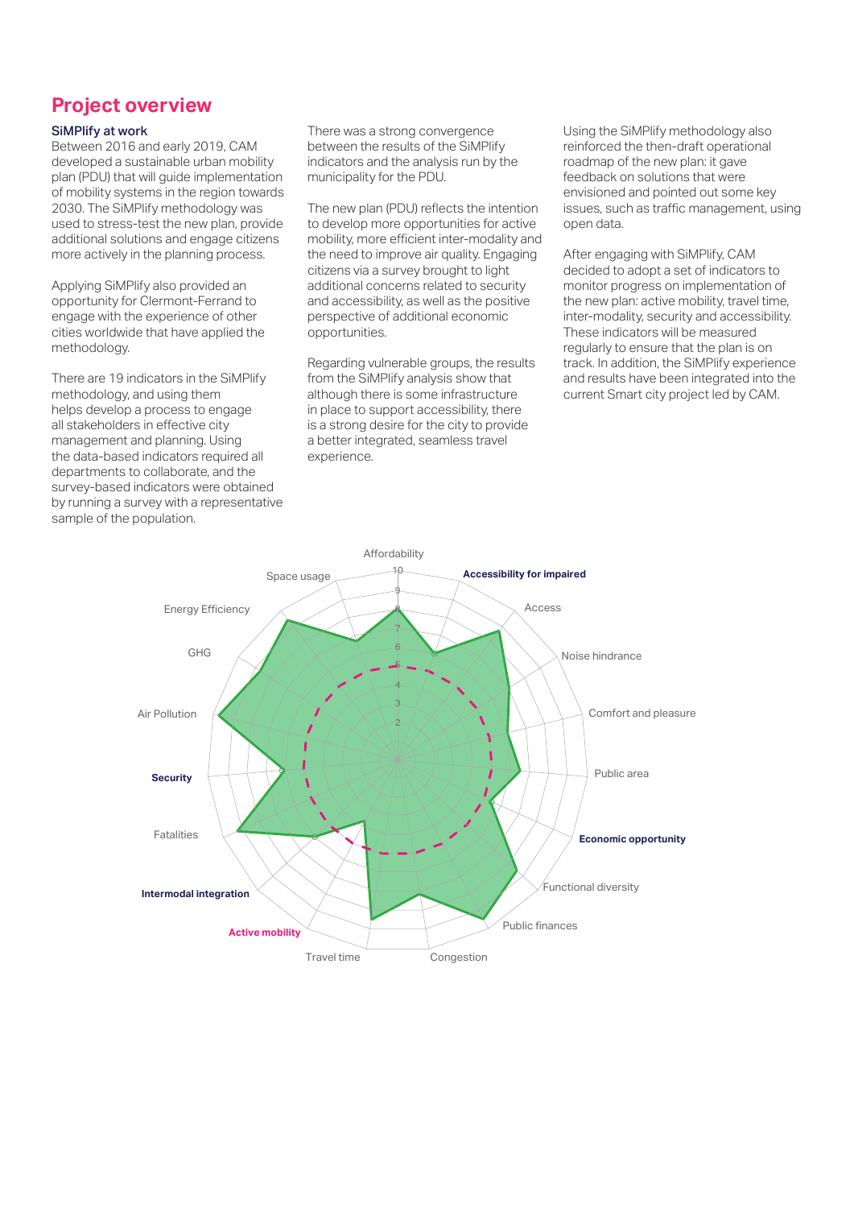## Project overview

### SiMPlify at work

Between 2016 and early 2019, CAM developed a sustainable urban mobility plan (PDU) that will guide implementation of mobility systems in the region towards 2030. The SiMPlify methodology was used to stress-test the new plan, provide additional solutions and engage citizens more actively in the planning process.

Applying SiMPlify also provided an opportunity for Clermont-Ferrand to engage with the experience of other cities worldwide that have applied the methodology.

There are 19 indicators in the SiMPlify methodology, and using them helps develop a process to engage all stakeholders in effective city management and planning. Using the data-based indicators required all departments to collaborate, and the survey-based indicators were obtained by running a survey with a representative sample of the population.

There was a strong convergence between the results of the SiMPlify indicators and the analysis run by the municipality for the PDU.

The new plan (PDU) reflects the intention to develop more opportunities for active mobility, more efficient inter-modality and the need to improve air quality. Engaging citizens via a survey brought to light additional concerns related to security and accessibility, as well as the positive perspective of additional economic opportunities.

Regarding vulnerable groups, the results from the SiMPlify analysis show that although there is some infrastructure in place to support accessibility, there is a strong desire for the city to provide a better integrated, seamless travel experience.

Using the SiMPlify methodology also reinforced the then-draft operational roadmap of the new plan: it gave feedback on solutions that were envisioned and pointed out some key issues, such as traffic management, using open data.

After engaging with SiMPlify, CAM decided to adopt a set of indicators to monitor progress on implementation of the new plan: active mobility, travel time, inter-modality, security and accessibility. These indicators will be measured regularly to ensure that the plan is on track. In addition, the SiMPlify experience and results have been integrated into the current Smart city project led by CAM.

Affordability | **Accessibility for impaired** | Access | Noise hindrance | Comfort and pleasure | Public area | **Economic opportunity** | Functional diversity | Public finances | Congestion | Travel time | **Active mobility** | **Intermodal integration** | Fatalities | **Security** | Air Pollution | GHG | Energy Efficiency | Space usage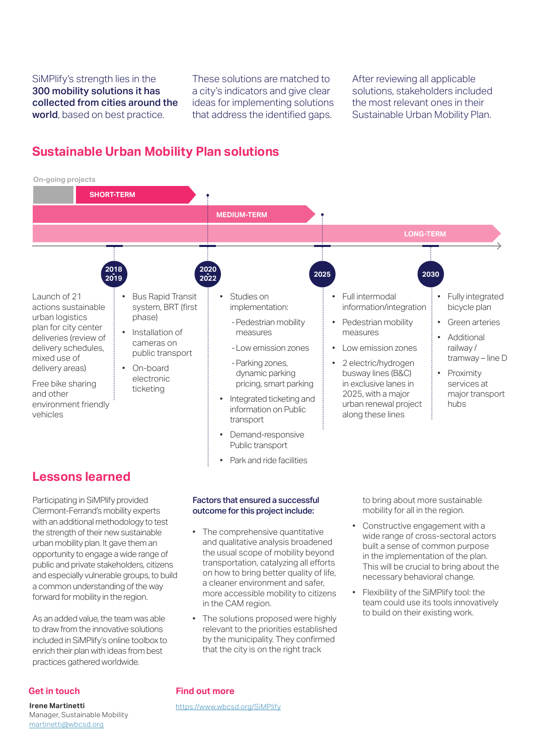SiMPlify's strength lies in the **300 mobility solutions it has collected from cities around the world**, based on best practice.

These solutions are matched to a city's indicators and give clear ideas for implementing solutions that address the identified gaps.

After reviewing all applicable solutions, stakeholders included the most relevant ones in their Sustainable Urban Mobility Plan.

## Sustainable Urban Mobility Plan solutions

On-going projects

SHORT-TERM

MEDIUM-TERM

LONG-TERM

**2018 2019**

Launch of 21 actions sustainable urban logistics plan for city center deliveries (review of delivery schedules, mixed use of delivery areas)

Free bike sharing and other environment friendly vehicles

- Bus Rapid Transit system, BRT (first phase)
- Installation of cameras on public transport
- On-board electronic ticketing

**2020 2022**

- Studies on implementation:
  - Pedestrian mobility measures
  - Low emission zones
  - Parking zones, dynamic parking pricing, smart parking
- Integrated ticketing and information on Public transport
- Demand-responsive Public transport
- Park and ride facilities

**2025**

- Full intermodal information/integration
- Pedestrian mobility measures
- Low emission zones
- 2 electric/hydrogen busway lines (B&C) in exclusive lanes in 2025, with a major urban renewal project along these lines

**2030**

- Fully integrated bicycle plan
- Green arteries
- Additional railway / tramway – line D
- Proximity services at major transport hubs

## Lessons learned

Participating in SiMPlify provided Clermont-Ferrand's mobility experts with an additional methodology to test the strength of their new sustainable urban mobility plan. It gave them an opportunity to engage a wide range of public and private stakeholders, citizens and especially vulnerable groups, to build a common understanding of the way forward for mobility in the region.

As an added value, the team was able to draw from the innovative solutions included in SiMPlify's online toolbox to enrich their plan with ideas from best practices gathered worldwide.

**Factors that ensured a successful outcome for this project include:**

- The comprehensive quantitative and qualitative analysis broadened the usual scope of mobility beyond transportation, catalyzing all efforts on how to bring better quality of life, a cleaner environment and safer, more accessible mobility to citizens in the CAM region.
- The solutions proposed were highly relevant to the priorities established by the municipality. They confirmed that the city is on the right track to bring about more sustainable mobility for all in the region.
- Constructive engagement with a wide range of cross-sectoral actors built a sense of common purpose in the implementation of the plan. This will be crucial to bring about the necessary behavioral change.
- Flexibility of the SiMPlify tool: the team could use its tools innovatively to build on their existing work.

### Get in touch

**Irene Martinetti**
Manager, Sustainable Mobility
martinetti@wbcsd.org

### Find out more

https://www.wbcsd.org/SiMPlify